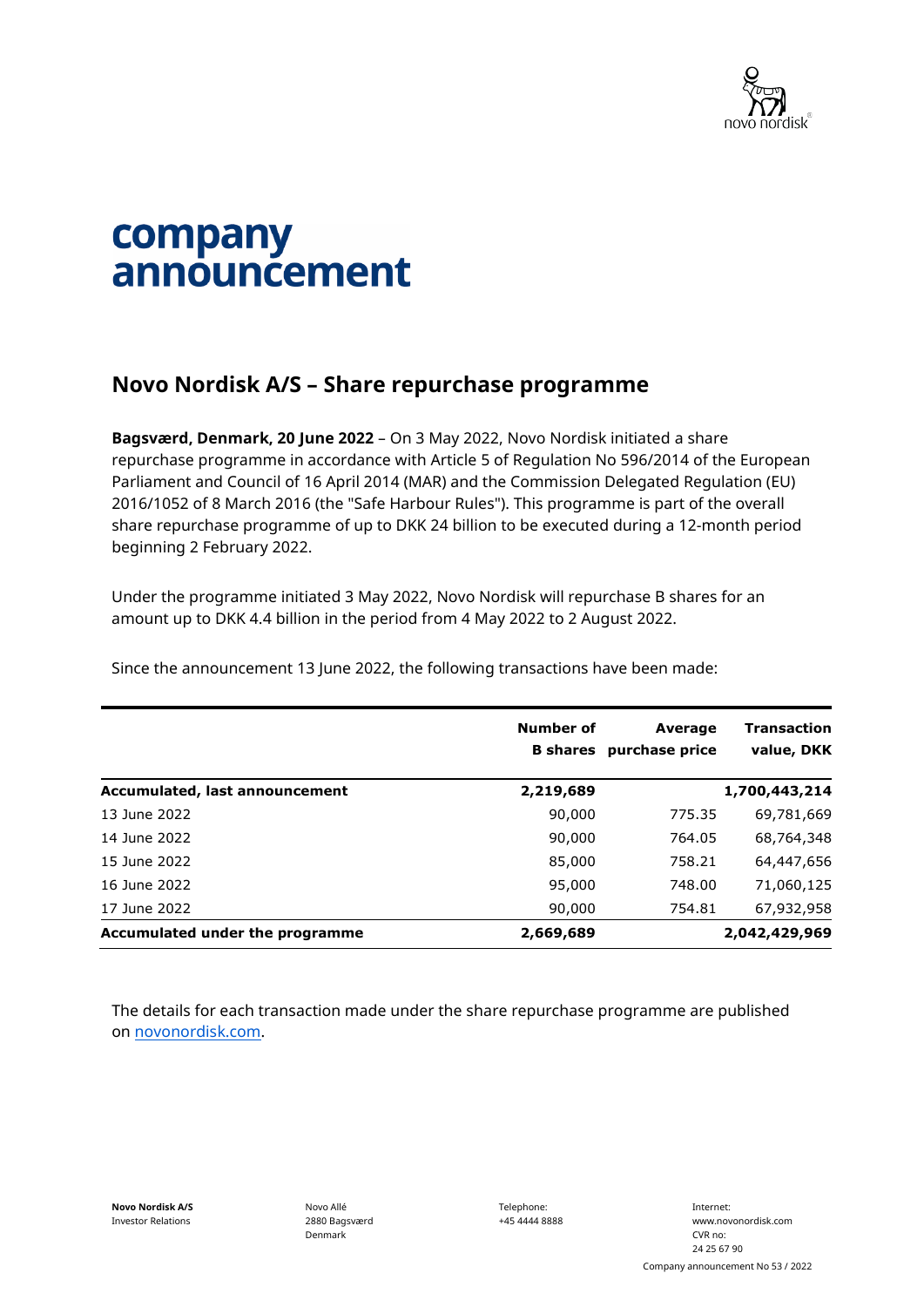# company announcement

## Novo Nordisk A/S – Share repurchase programme

**Bagsværd, Denmark, 20 June 2022** – On 3 May 2022, Novo Nordisk initiated a share repurchase programme in accordance with Article 5 of Regulation No 596/2014 of the European Parliament and Council of 16 April 2014 (MAR) and the Commission Delegated Regulation (EU) 2016/1052 of 8 March 2016 (the "Safe Harbour Rules"). This programme is part of the overall share repurchase programme of up to DKK 24 billion to be executed during a 12-month period beginning 2 February 2022.

Under the programme initiated 3 May 2022, Novo Nordisk will repurchase B shares for an amount up to DKK 4.4 billion in the period from 4 May 2022 to 2 August 2022.

Since the announcement 13 June 2022, the following transactions have been made:

| | Number of B shares | Average purchase price | Transaction value, DKK |
|---|---:|---:|---:|
| **Accumulated, last announcement** | **2,219,689** | | **1,700,443,214** |
| 13 June 2022 | 90,000 | 775.35 | 69,781,669 |
| 14 June 2022 | 90,000 | 764.05 | 68,764,348 |
| 15 June 2022 | 85,000 | 758.21 | 64,447,656 |
| 16 June 2022 | 95,000 | 748.00 | 71,060,125 |
| 17 June 2022 | 90,000 | 754.81 | 67,932,958 |
| **Accumulated under the programme** | **2,669,689** | | **2,042,429,969** |

The details for each transaction made under the share repurchase programme are published on novonordisk.com.

**Novo Nordisk A/S**
Investor Relations

Novo Allé
2880 Bagsværd
Denmark

Telephone:
+45 4444 8888

Internet:
www.novonordisk.com
CVR no:
24 25 67 90

Company announcement No 53 / 2022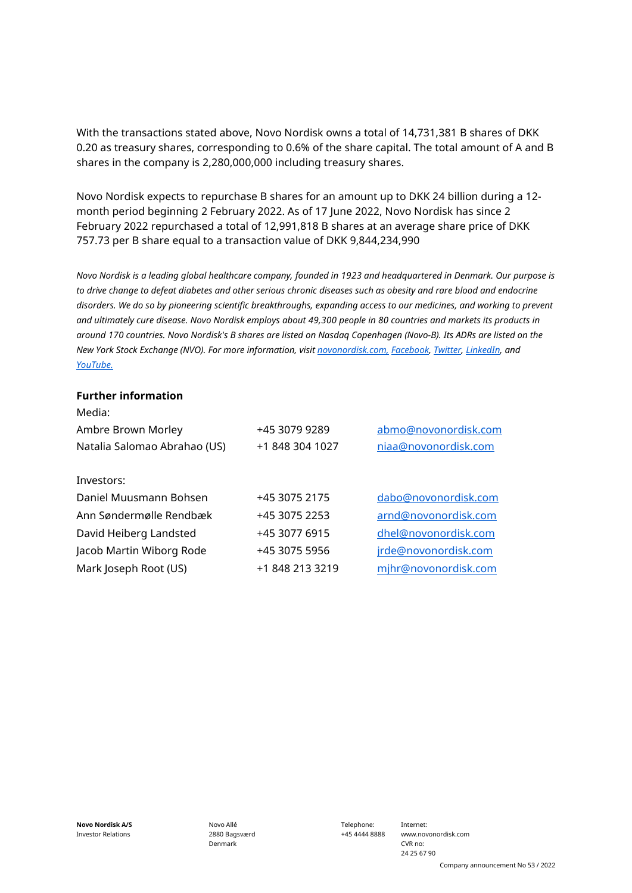With the transactions stated above, Novo Nordisk owns a total of 14,731,381 B shares of DKK 0.20 as treasury shares, corresponding to 0.6% of the share capital. The total amount of A and B shares in the company is 2,280,000,000 including treasury shares.

Novo Nordisk expects to repurchase B shares for an amount up to DKK 24 billion during a 12-month period beginning 2 February 2022. As of 17 June 2022, Novo Nordisk has since 2 February 2022 repurchased a total of 12,991,818 B shares at an average share price of DKK 757.73 per B share equal to a transaction value of DKK 9,844,234,990

*Novo Nordisk is a leading global healthcare company, founded in 1923 and headquartered in Denmark. Our purpose is to drive change to defeat diabetes and other serious chronic diseases such as obesity and rare blood and endocrine disorders. We do so by pioneering scientific breakthroughs, expanding access to our medicines, and working to prevent and ultimately cure disease. Novo Nordisk employs about 49,300 people in 80 countries and markets its products in around 170 countries. Novo Nordisk's B shares are listed on Nasdaq Copenhagen (Novo-B). Its ADRs are listed on the New York Stock Exchange (NVO). For more information, visit novonordisk.com, Facebook, Twitter, LinkedIn, and YouTube.*

**Further information**

Media:

| | | |
|---|---|---|
| Ambre Brown Morley | +45 3079 9289 | abmo@novonordisk.com |
| Natalia Salomao Abrahao (US) | +1 848 304 1027 | niaa@novonordisk.com |

Investors:

| | | |
|---|---|---|
| Daniel Muusmann Bohsen | +45 3075 2175 | dabo@novonordisk.com |
| Ann Søndermølle Rendbæk | +45 3075 2253 | arnd@novonordisk.com |
| David Heiberg Landsted | +45 3077 6915 | dhel@novonordisk.com |
| Jacob Martin Wiborg Rode | +45 3075 5956 | jrde@novonordisk.com |
| Mark Joseph Root (US) | +1 848 213 3219 | mjhr@novonordisk.com |

**Novo Nordisk A/S**
Investor Relations

Novo Allé
2880 Bagsværd
Denmark

Telephone:
+45 4444 8888

Internet:
www.novonordisk.com
CVR no:
24 25 67 90

Company announcement No 53 / 2022